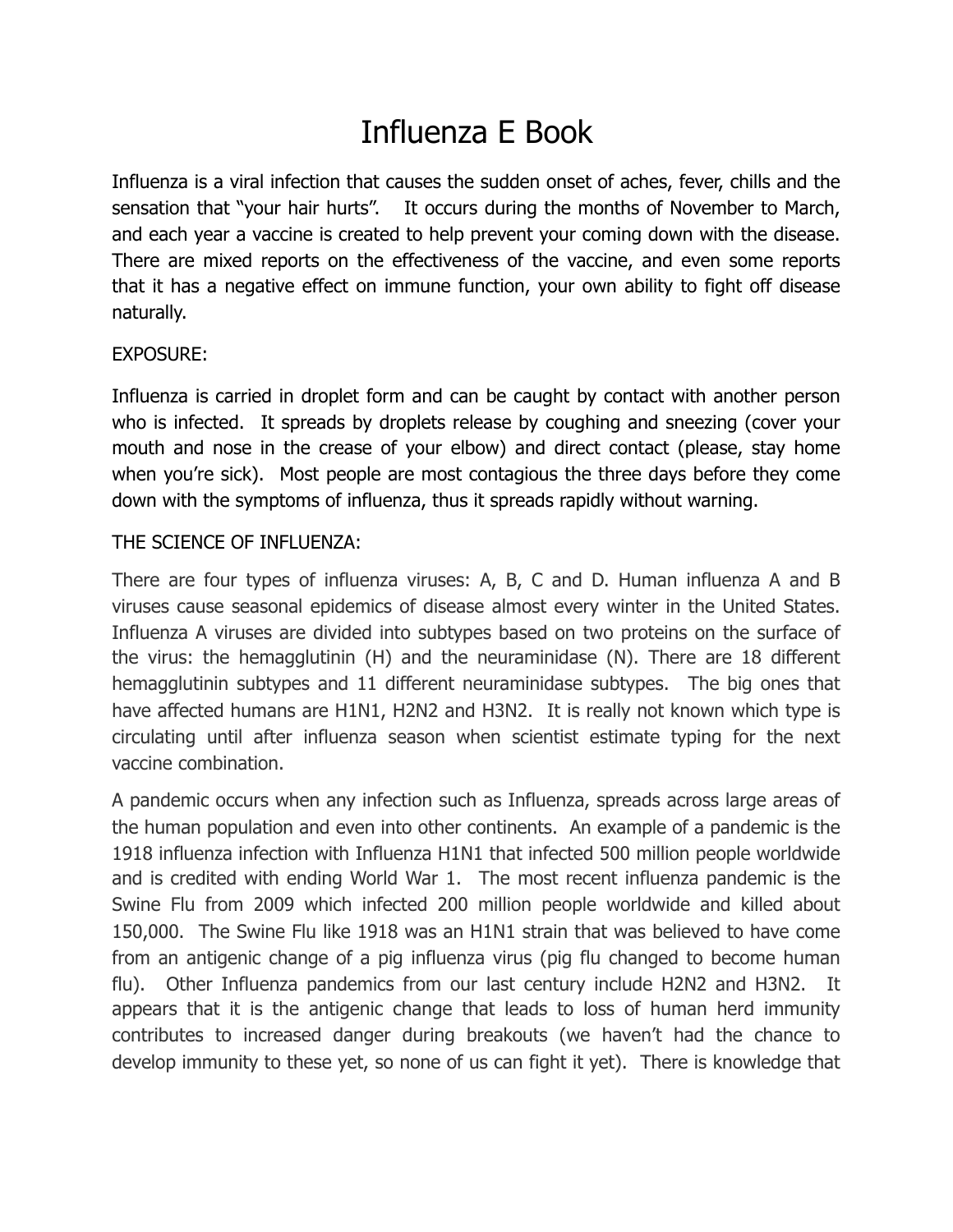# Influenza E Book

Influenza is a viral infection that causes the sudden onset of aches, fever, chills and the sensation that "your hair hurts". It occurs during the months of November to March, and each year a vaccine is created to help prevent your coming down with the disease. There are mixed reports on the effectiveness of the vaccine, and even some reports that it has a negative effect on immune function, your own ability to fight off disease naturally.

EXPOSURE:

Influenza is carried in droplet form and can be caught by contact with another person who is infected. It spreads by droplets release by coughing and sneezing (cover your mouth and nose in the crease of your elbow) and direct contact (please, stay home when you're sick). Most people are most contagious the three days before they come down with the symptoms of influenza, thus it spreads rapidly without warning.

THE SCIENCE OF INFLUENZA:

There are four types of influenza viruses: A, B, C and D. Human influenza A and B viruses cause seasonal epidemics of disease almost every winter in the United States. Influenza A viruses are divided into subtypes based on two proteins on the surface of the virus: the hemagglutinin (H) and the neuraminidase (N). There are 18 different hemagglutinin subtypes and 11 different neuraminidase subtypes. The big ones that have affected humans are H1N1, H2N2 and H3N2. It is really not known which type is circulating until after influenza season when scientist estimate typing for the next vaccine combination.

A pandemic occurs when any infection such as Influenza, spreads across large areas of the human population and even into other continents. An example of a pandemic is the 1918 influenza infection with Influenza H1N1 that infected 500 million people worldwide and is credited with ending World War 1. The most recent influenza pandemic is the Swine Flu from 2009 which infected 200 million people worldwide and killed about 150,000. The Swine Flu like 1918 was an H1N1 strain that was believed to have come from an antigenic change of a pig influenza virus (pig flu changed to become human flu). Other Influenza pandemics from our last century include H2N2 and H3N2. It appears that it is the antigenic change that leads to loss of human herd immunity contributes to increased danger during breakouts (we haven't had the chance to develop immunity to these yet, so none of us can fight it yet). There is knowledge that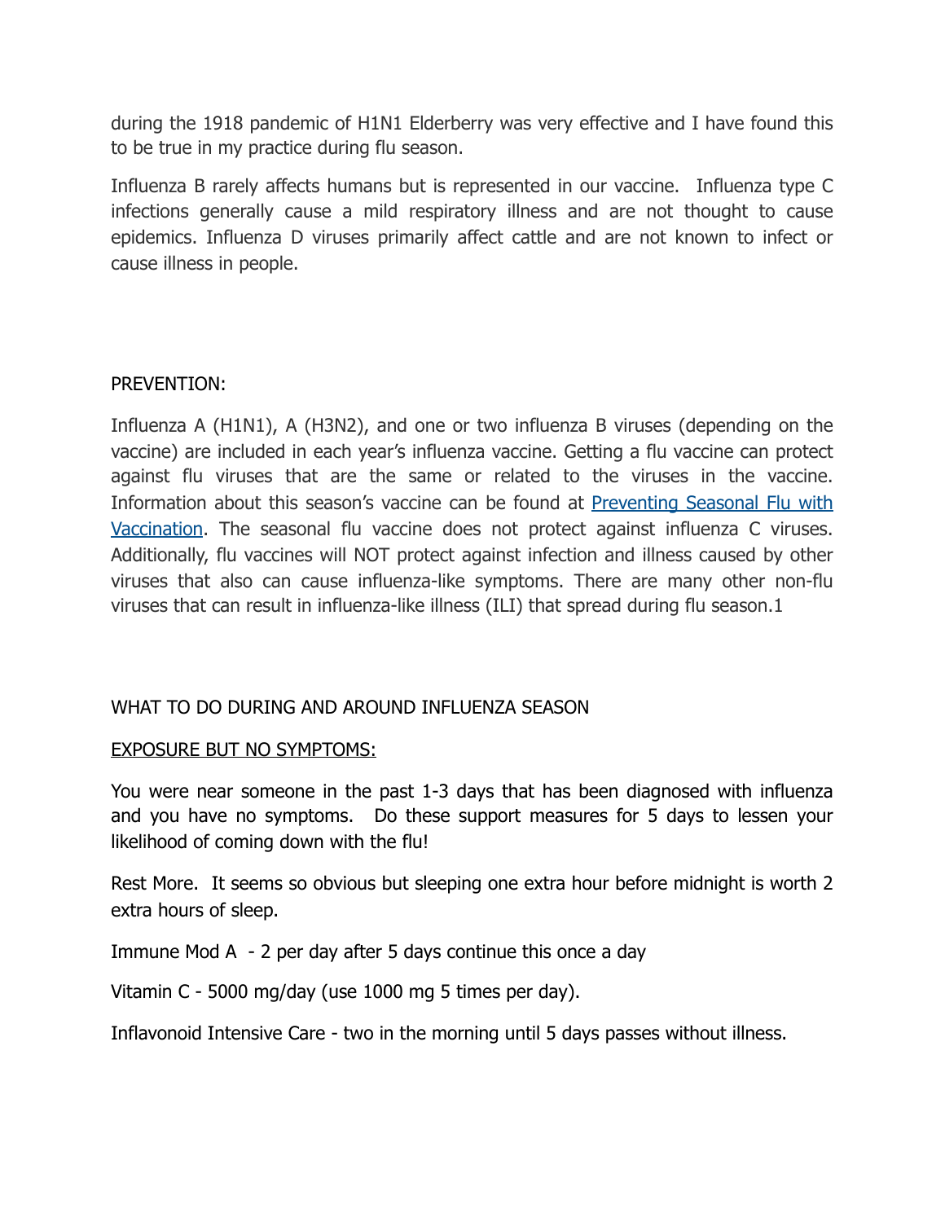during the 1918 pandemic of H1N1 Elderberry was very effective and I have found this to be true in my practice during flu season.

Influenza B rarely affects humans but is represented in our vaccine. Influenza type C infections generally cause a mild respiratory illness and are not thought to cause epidemics. Influenza D viruses primarily affect cattle and are not known to infect or cause illness in people.

PREVENTION:

Influenza A (H1N1), A (H3N2), and one or two influenza B viruses (depending on the vaccine) are included in each year's influenza vaccine. Getting a flu vaccine can protect against flu viruses that are the same or related to the viruses in the vaccine. Information about this season's vaccine can be found at [Preventing Seasonal Flu with Vaccination](). The seasonal flu vaccine does not protect against influenza C viruses. Additionally, flu vaccines will NOT protect against infection and illness caused by other viruses that also can cause influenza-like symptoms. There are many other non-flu viruses that can result in influenza-like illness (ILI) that spread during flu season.1

WHAT TO DO DURING AND AROUND INFLUENZA SEASON

<u>EXPOSURE BUT NO SYMPTOMS:</u>

You were near someone in the past 1-3 days that has been diagnosed with influenza and you have no symptoms. Do these support measures for 5 days to lessen your likelihood of coming down with the flu!

Rest More. It seems so obvious but sleeping one extra hour before midnight is worth 2 extra hours of sleep.

Immune Mod A - 2 per day after 5 days continue this once a day

Vitamin C - 5000 mg/day (use 1000 mg 5 times per day).

Inflavonoid Intensive Care - two in the morning until 5 days passes without illness.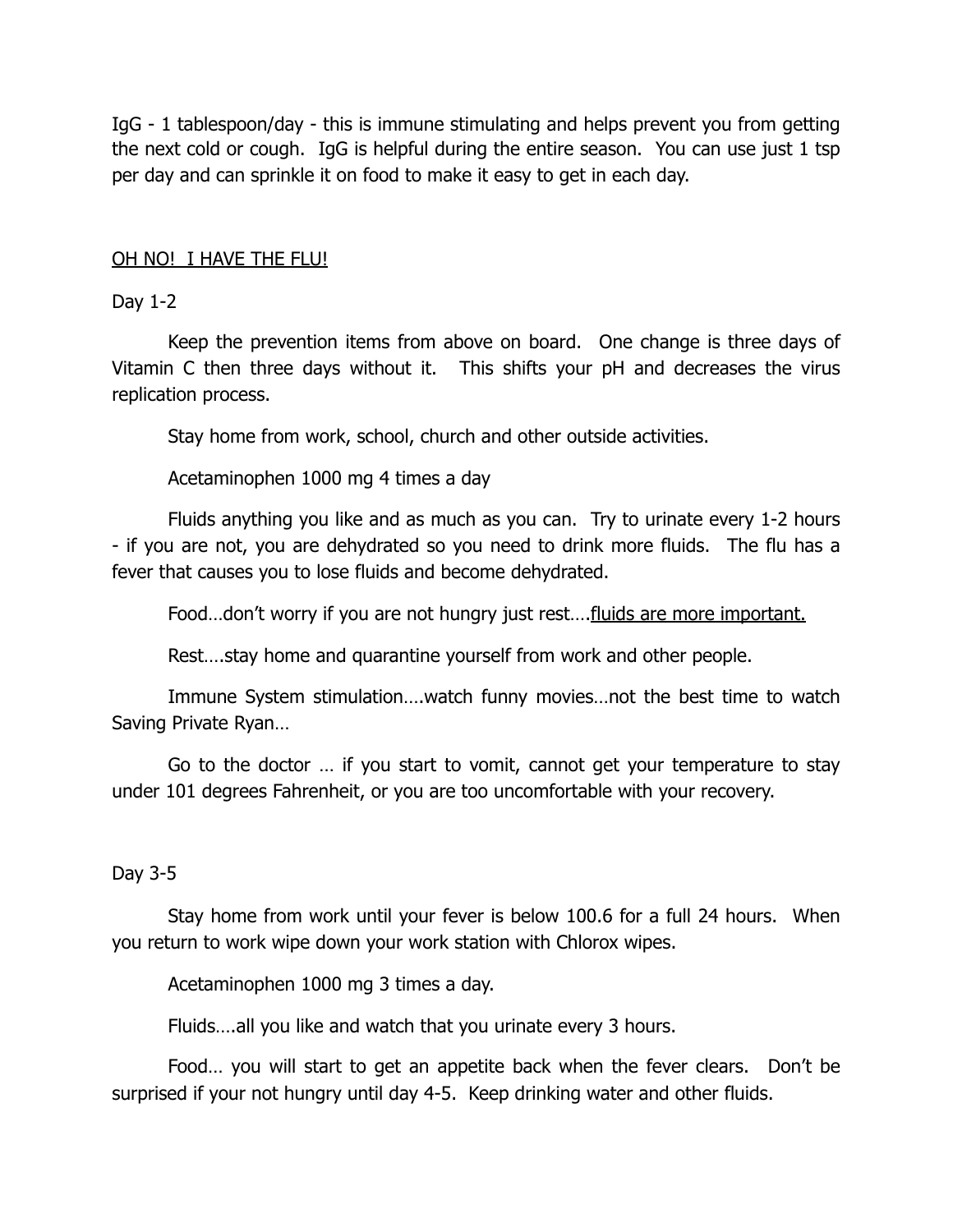IgG - 1 tablespoon/day - this is immune stimulating and helps prevent you from getting the next cold or cough. IgG is helpful during the entire season. You can use just 1 tsp per day and can sprinkle it on food to make it easy to get in each day.

<u>OH NO! I HAVE THE FLU!</u>

Day 1-2

Keep the prevention items from above on board. One change is three days of Vitamin C then three days without it. This shifts your pH and decreases the virus replication process.

Stay home from work, school, church and other outside activities.

Acetaminophen 1000 mg 4 times a day

Fluids anything you like and as much as you can. Try to urinate every 1-2 hours - if you are not, you are dehydrated so you need to drink more fluids. The flu has a fever that causes you to lose fluids and become dehydrated.

Food…don't worry if you are not hungry just rest….<u>fluids are more important.</u>

Rest….stay home and quarantine yourself from work and other people.

Immune System stimulation….watch funny movies…not the best time to watch Saving Private Ryan…

Go to the doctor … if you start to vomit, cannot get your temperature to stay under 101 degrees Fahrenheit, or you are too uncomfortable with your recovery.

Day 3-5

Stay home from work until your fever is below 100.6 for a full 24 hours. When you return to work wipe down your work station with Chlorox wipes.

Acetaminophen 1000 mg 3 times a day.

Fluids….all you like and watch that you urinate every 3 hours.

Food… you will start to get an appetite back when the fever clears. Don't be surprised if your not hungry until day 4-5. Keep drinking water and other fluids.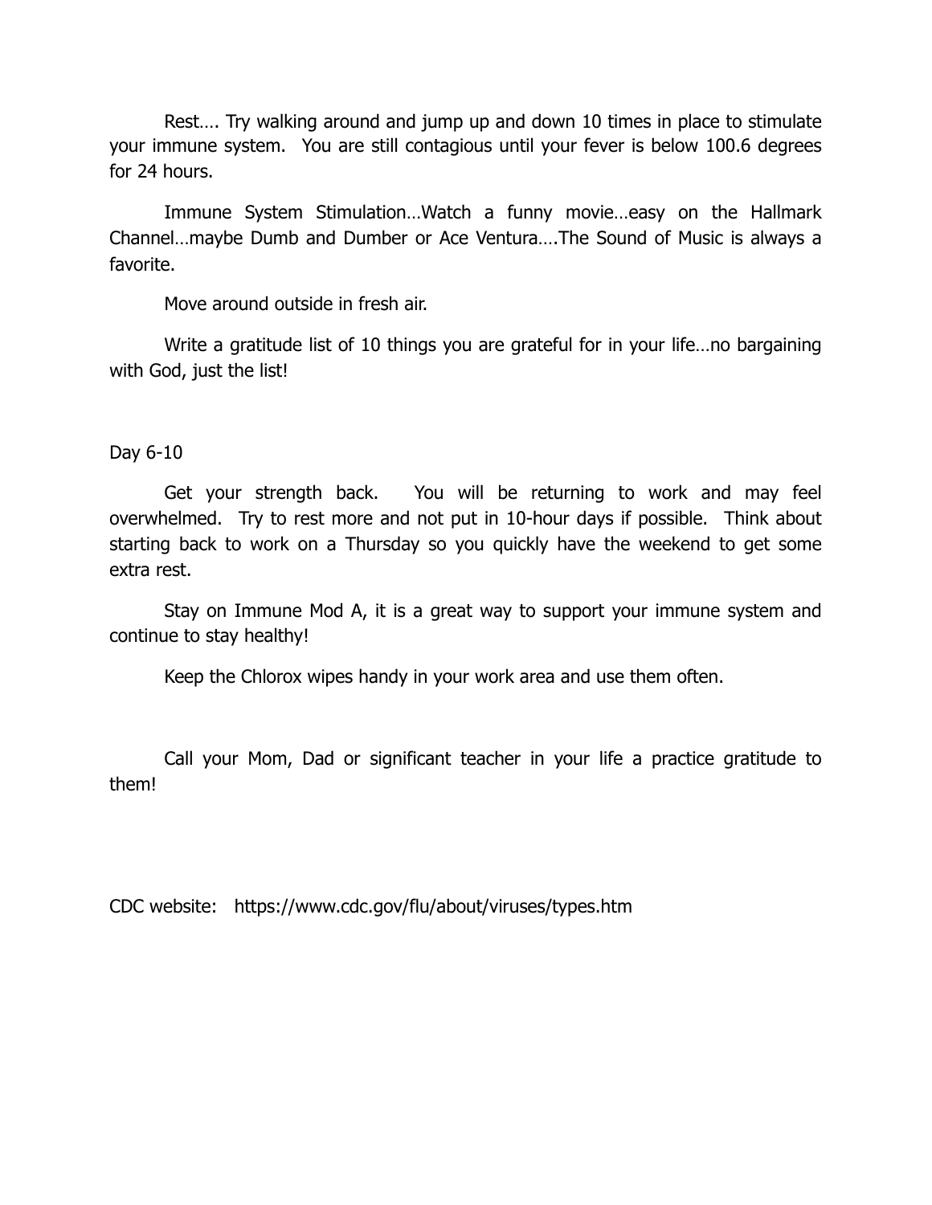Rest…. Try walking around and jump up and down 10 times in place to stimulate your immune system. You are still contagious until your fever is below 100.6 degrees for 24 hours.

Immune System Stimulation…Watch a funny movie…easy on the Hallmark Channel…maybe Dumb and Dumber or Ace Ventura….The Sound of Music is always a favorite.

Move around outside in fresh air.

Write a gratitude list of 10 things you are grateful for in your life…no bargaining with God, just the list!

Day 6-10

Get your strength back. You will be returning to work and may feel overwhelmed. Try to rest more and not put in 10-hour days if possible. Think about starting back to work on a Thursday so you quickly have the weekend to get some extra rest.

Stay on Immune Mod A, it is a great way to support your immune system and continue to stay healthy!

Keep the Chlorox wipes handy in your work area and use them often.

Call your Mom, Dad or significant teacher in your life a practice gratitude to them!

CDC website: https://www.cdc.gov/flu/about/viruses/types.htm